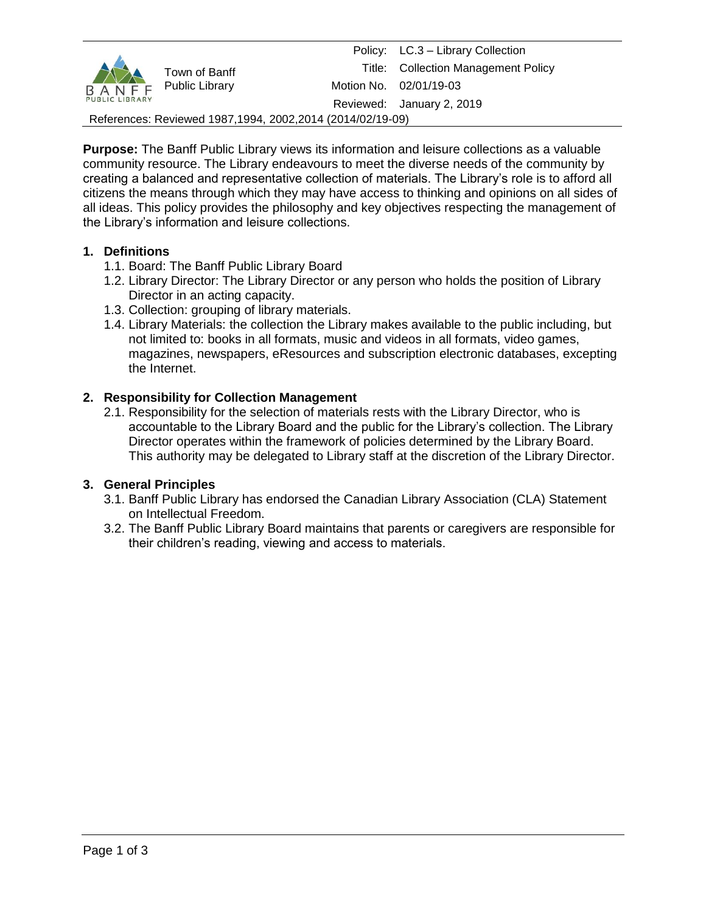| | | | |
|---|---|---|---|
| Town of Banff Public Library | | Policy: | LC.3 – Library Collection |
| | | Title: | Collection Management Policy |
| | | Motion No. | 02/01/19-03 |
| | | Reviewed: | January 2, 2019 |

References: Reviewed 1987,1994, 2002,2014 (2014/02/19-09)

**Purpose:** The Banff Public Library views its information and leisure collections as a valuable community resource. The Library endeavours to meet the diverse needs of the community by creating a balanced and representative collection of materials. The Library's role is to afford all citizens the means through which they may have access to thinking and opinions on all sides of all ideas. This policy provides the philosophy and key objectives respecting the management of the Library's information and leisure collections.

## 1. Definitions

1.1. Board: The Banff Public Library Board

1.2. Library Director: The Library Director or any person who holds the position of Library Director in an acting capacity.

1.3. Collection: grouping of library materials.

1.4. Library Materials: the collection the Library makes available to the public including, but not limited to: books in all formats, music and videos in all formats, video games, magazines, newspapers, eResources and subscription electronic databases, excepting the Internet.

## 2. Responsibility for Collection Management

2.1. Responsibility for the selection of materials rests with the Library Director, who is accountable to the Library Board and the public for the Library's collection. The Library Director operates within the framework of policies determined by the Library Board. This authority may be delegated to Library staff at the discretion of the Library Director.

## 3. General Principles

3.1. Banff Public Library has endorsed the Canadian Library Association (CLA) Statement on Intellectual Freedom.

3.2. The Banff Public Library Board maintains that parents or caregivers are responsible for their children's reading, viewing and access to materials.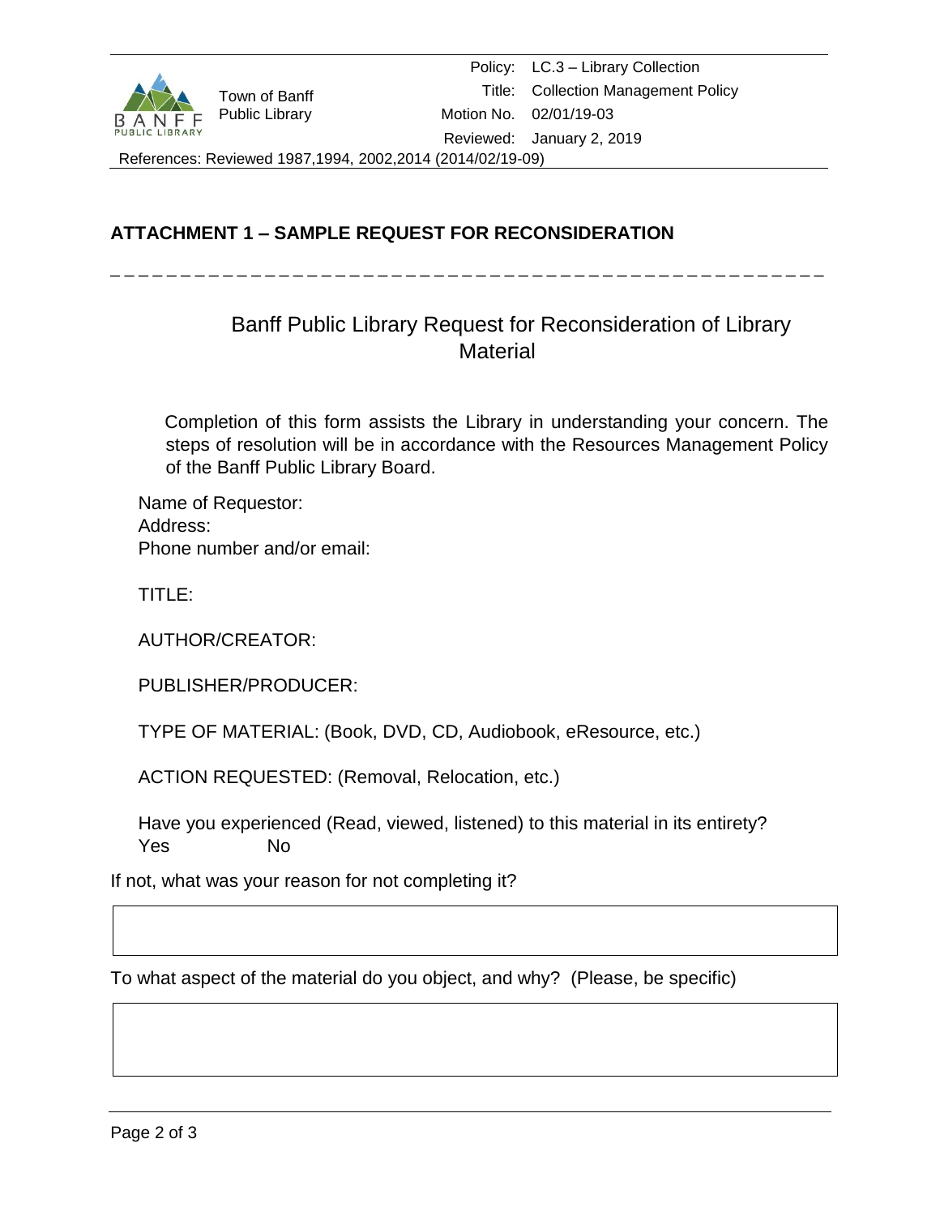## ATTACHMENT 1 – SAMPLE REQUEST FOR RECONSIDERATION

---

### Banff Public Library Request for Reconsideration of Library Material

Completion of this form assists the Library in understanding your concern. The steps of resolution will be in accordance with the Resources Management Policy of the Banff Public Library Board.

Name of Requestor:
Address:
Phone number and/or email:

TITLE:

AUTHOR/CREATOR:

PUBLISHER/PRODUCER:

TYPE OF MATERIAL: (Book, DVD, CD, Audiobook, eResource, etc.)

ACTION REQUESTED: (Removal, Relocation, etc.)

Have you experienced (Read, viewed, listened) to this material in its entirety?
Yes No

If not, what was your reason for not completing it?

|   |
|---|
|   |

To what aspect of the material do you object, and why? (Please, be specific)

|   |
|---|
|   |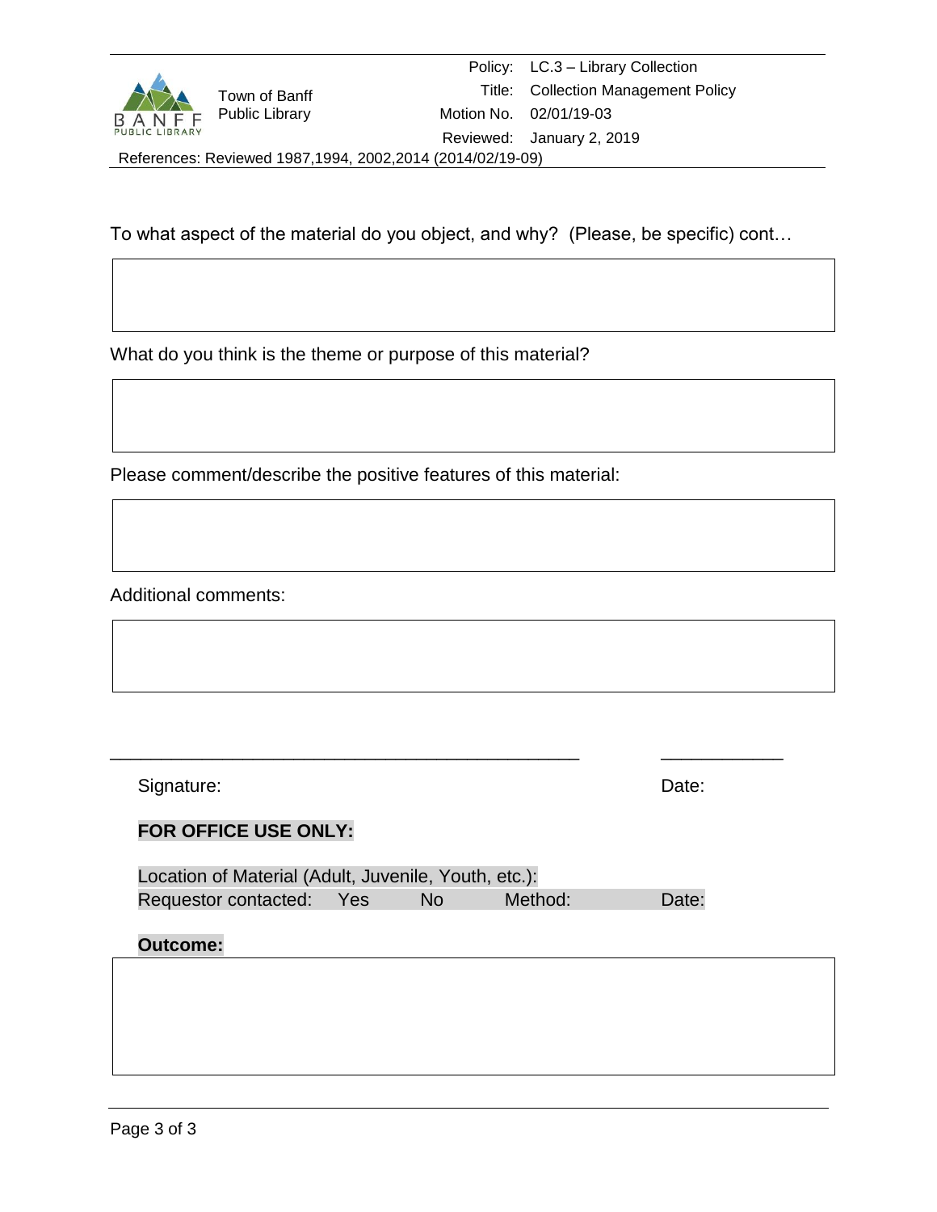To what aspect of the material do you object, and why? (Please, be specific) cont…

What do you think is the theme or purpose of this material?

Please comment/describe the positive features of this material:

Additional comments:

\_\_\_\_\_\_\_\_\_\_\_\_\_\_\_\_\_\_\_\_\_\_\_\_\_\_\_\_\_\_\_\_\_\_\_\_\_\_\_\_\_\_\_\_\_\_ \_\_\_\_\_\_\_\_\_\_\_\_

Signature: Date:

**FOR OFFICE USE ONLY:**

Location of Material (Adult, Juvenile, Youth, etc.):

Requestor contacted: Yes No Method: Date:

**Outcome:**